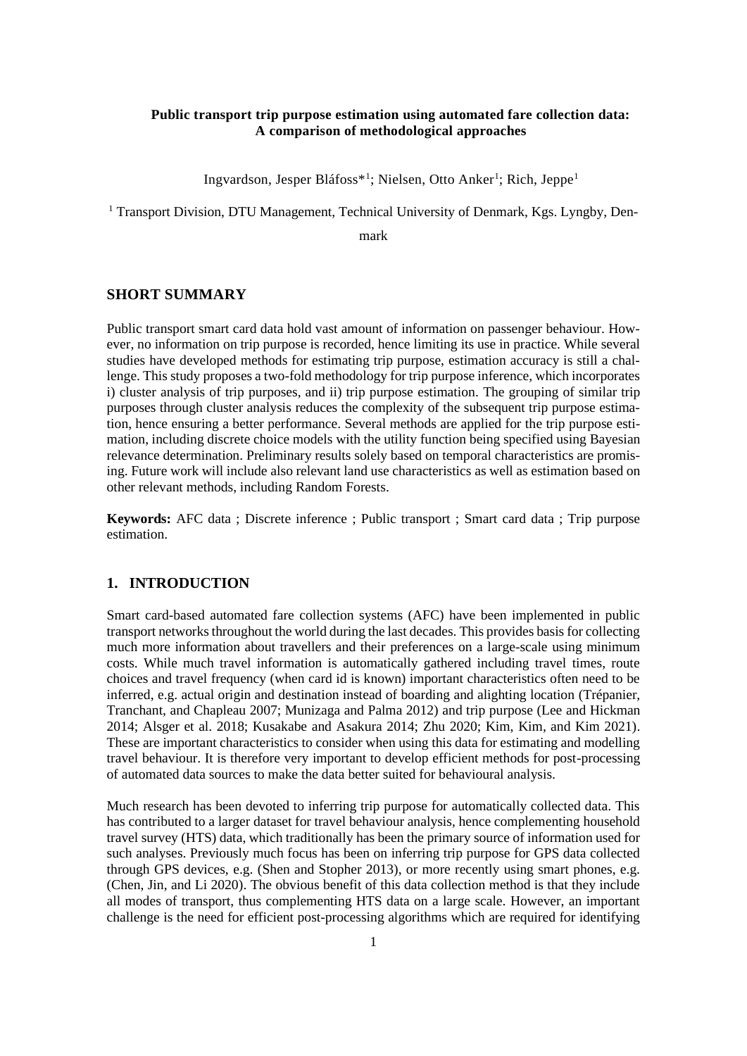**Public transport trip purpose estimation using automated fare collection data: A comparison of methodological approaches**

Ingvardson, Jesper Bláfoss*[1]; Nielsen, Otto Anker[1]; Rich, Jeppe[1]

[1] Transport Division, DTU Management, Technical University of Denmark, Kgs. Lyngby, Denmark

## SHORT SUMMARY

Public transport smart card data hold vast amount of information on passenger behaviour. However, no information on trip purpose is recorded, hence limiting its use in practice. While several studies have developed methods for estimating trip purpose, estimation accuracy is still a challenge. This study proposes a two-fold methodology for trip purpose inference, which incorporates i) cluster analysis of trip purposes, and ii) trip purpose estimation. The grouping of similar trip purposes through cluster analysis reduces the complexity of the subsequent trip purpose estimation, hence ensuring a better performance. Several methods are applied for the trip purpose estimation, including discrete choice models with the utility function being specified using Bayesian relevance determination. Preliminary results solely based on temporal characteristics are promising. Future work will include also relevant land use characteristics as well as estimation based on other relevant methods, including Random Forests.

**Keywords:** AFC data ; Discrete inference ; Public transport ; Smart card data ; Trip purpose estimation.

## 1. INTRODUCTION

Smart card-based automated fare collection systems (AFC) have been implemented in public transport networks throughout the world during the last decades. This provides basis for collecting much more information about travellers and their preferences on a large-scale using minimum costs. While much travel information is automatically gathered including travel times, route choices and travel frequency (when card id is known) important characteristics often need to be inferred, e.g. actual origin and destination instead of boarding and alighting location (Trépanier, Tranchant, and Chapleau 2007; Munizaga and Palma 2012) and trip purpose (Lee and Hickman 2014; Alsger et al. 2018; Kusakabe and Asakura 2014; Zhu 2020; Kim, Kim, and Kim 2021). These are important characteristics to consider when using this data for estimating and modelling travel behaviour. It is therefore very important to develop efficient methods for post-processing of automated data sources to make the data better suited for behavioural analysis.

Much research has been devoted to inferring trip purpose for automatically collected data. This has contributed to a larger dataset for travel behaviour analysis, hence complementing household travel survey (HTS) data, which traditionally has been the primary source of information used for such analyses. Previously much focus has been on inferring trip purpose for GPS data collected through GPS devices, e.g. (Shen and Stopher 2013), or more recently using smart phones, e.g. (Chen, Jin, and Li 2020). The obvious benefit of this data collection method is that they include all modes of transport, thus complementing HTS data on a large scale. However, an important challenge is the need for efficient post-processing algorithms which are required for identifying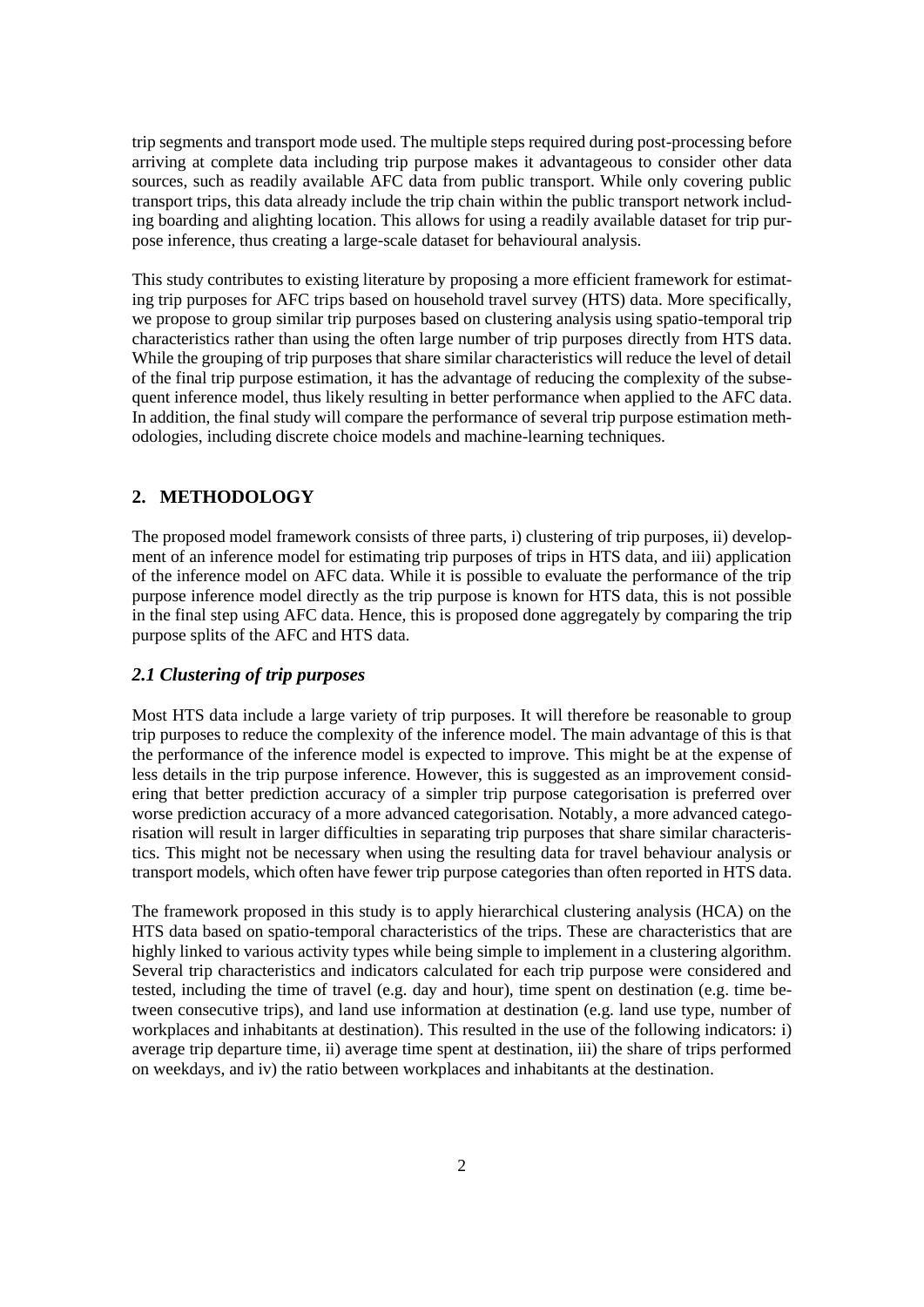trip segments and transport mode used. The multiple steps required during post-processing before arriving at complete data including trip purpose makes it advantageous to consider other data sources, such as readily available AFC data from public transport. While only covering public transport trips, this data already include the trip chain within the public transport network including boarding and alighting location. This allows for using a readily available dataset for trip purpose inference, thus creating a large-scale dataset for behavioural analysis.

This study contributes to existing literature by proposing a more efficient framework for estimating trip purposes for AFC trips based on household travel survey (HTS) data. More specifically, we propose to group similar trip purposes based on clustering analysis using spatio-temporal trip characteristics rather than using the often large number of trip purposes directly from HTS data. While the grouping of trip purposes that share similar characteristics will reduce the level of detail of the final trip purpose estimation, it has the advantage of reducing the complexity of the subsequent inference model, thus likely resulting in better performance when applied to the AFC data. In addition, the final study will compare the performance of several trip purpose estimation methodologies, including discrete choice models and machine-learning techniques.

## 2. METHODOLOGY

The proposed model framework consists of three parts, i) clustering of trip purposes, ii) development of an inference model for estimating trip purposes of trips in HTS data, and iii) application of the inference model on AFC data. While it is possible to evaluate the performance of the trip purpose inference model directly as the trip purpose is known for HTS data, this is not possible in the final step using AFC data. Hence, this is proposed done aggregately by comparing the trip purpose splits of the AFC and HTS data.

### *2.1 Clustering of trip purposes*

Most HTS data include a large variety of trip purposes. It will therefore be reasonable to group trip purposes to reduce the complexity of the inference model. The main advantage of this is that the performance of the inference model is expected to improve. This might be at the expense of less details in the trip purpose inference. However, this is suggested as an improvement considering that better prediction accuracy of a simpler trip purpose categorisation is preferred over worse prediction accuracy of a more advanced categorisation. Notably, a more advanced categorisation will result in larger difficulties in separating trip purposes that share similar characteristics. This might not be necessary when using the resulting data for travel behaviour analysis or transport models, which often have fewer trip purpose categories than often reported in HTS data.

The framework proposed in this study is to apply hierarchical clustering analysis (HCA) on the HTS data based on spatio-temporal characteristics of the trips. These are characteristics that are highly linked to various activity types while being simple to implement in a clustering algorithm. Several trip characteristics and indicators calculated for each trip purpose were considered and tested, including the time of travel (e.g. day and hour), time spent on destination (e.g. time between consecutive trips), and land use information at destination (e.g. land use type, number of workplaces and inhabitants at destination). This resulted in the use of the following indicators: i) average trip departure time, ii) average time spent at destination, iii) the share of trips performed on weekdays, and iv) the ratio between workplaces and inhabitants at the destination.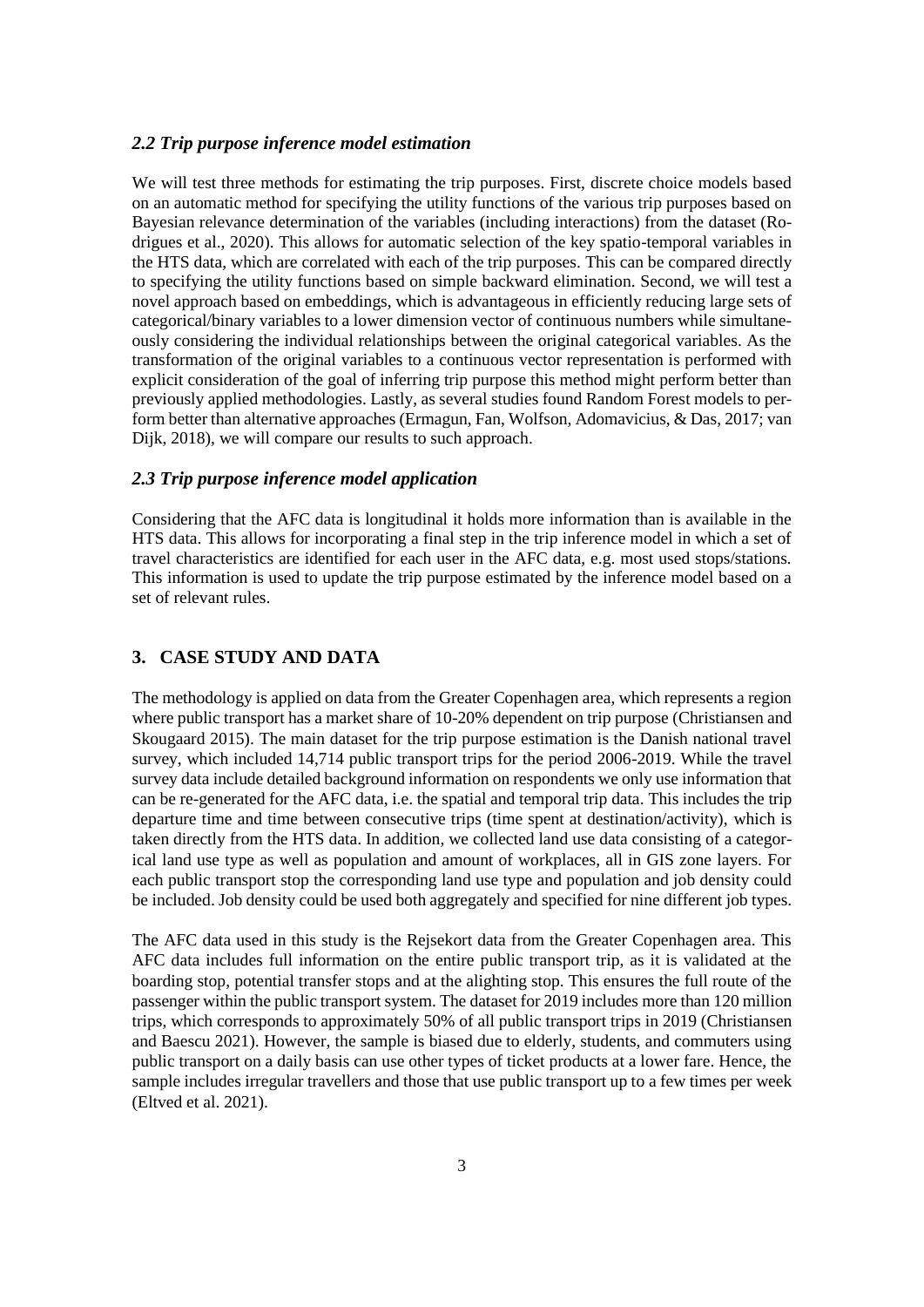### *2.2 Trip purpose inference model estimation*

We will test three methods for estimating the trip purposes. First, discrete choice models based on an automatic method for specifying the utility functions of the various trip purposes based on Bayesian relevance determination of the variables (including interactions) from the dataset (Rodrigues et al., 2020). This allows for automatic selection of the key spatio-temporal variables in the HTS data, which are correlated with each of the trip purposes. This can be compared directly to specifying the utility functions based on simple backward elimination. Second, we will test a novel approach based on embeddings, which is advantageous in efficiently reducing large sets of categorical/binary variables to a lower dimension vector of continuous numbers while simultaneously considering the individual relationships between the original categorical variables. As the transformation of the original variables to a continuous vector representation is performed with explicit consideration of the goal of inferring trip purpose this method might perform better than previously applied methodologies. Lastly, as several studies found Random Forest models to perform better than alternative approaches (Ermagun, Fan, Wolfson, Adomavicius, & Das, 2017; van Dijk, 2018), we will compare our results to such approach.

### *2.3 Trip purpose inference model application*

Considering that the AFC data is longitudinal it holds more information than is available in the HTS data. This allows for incorporating a final step in the trip inference model in which a set of travel characteristics are identified for each user in the AFC data, e.g. most used stops/stations. This information is used to update the trip purpose estimated by the inference model based on a set of relevant rules.

## 3. CASE STUDY AND DATA

The methodology is applied on data from the Greater Copenhagen area, which represents a region where public transport has a market share of 10-20% dependent on trip purpose (Christiansen and Skougaard 2015). The main dataset for the trip purpose estimation is the Danish national travel survey, which included 14,714 public transport trips for the period 2006-2019. While the travel survey data include detailed background information on respondents we only use information that can be re-generated for the AFC data, i.e. the spatial and temporal trip data. This includes the trip departure time and time between consecutive trips (time spent at destination/activity), which is taken directly from the HTS data. In addition, we collected land use data consisting of a categorical land use type as well as population and amount of workplaces, all in GIS zone layers. For each public transport stop the corresponding land use type and population and job density could be included. Job density could be used both aggregately and specified for nine different job types.

The AFC data used in this study is the Rejsekort data from the Greater Copenhagen area. This AFC data includes full information on the entire public transport trip, as it is validated at the boarding stop, potential transfer stops and at the alighting stop. This ensures the full route of the passenger within the public transport system. The dataset for 2019 includes more than 120 million trips, which corresponds to approximately 50% of all public transport trips in 2019 (Christiansen and Baescu 2021). However, the sample is biased due to elderly, students, and commuters using public transport on a daily basis can use other types of ticket products at a lower fare. Hence, the sample includes irregular travellers and those that use public transport up to a few times per week (Eltved et al. 2021).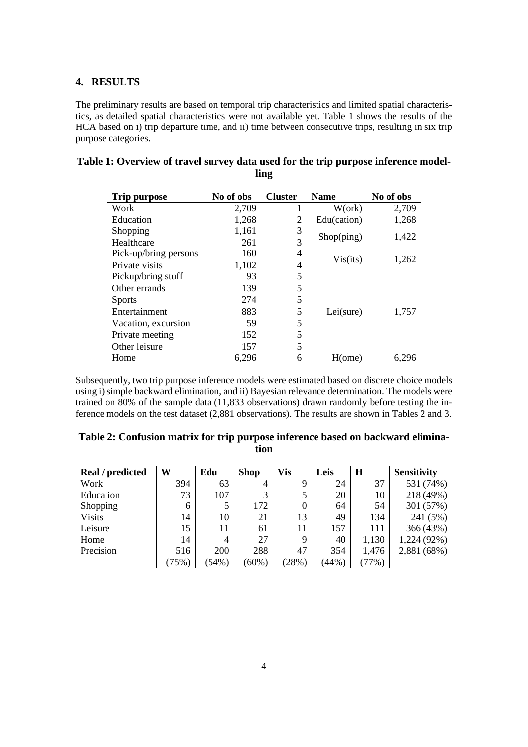## 4. RESULTS

The preliminary results are based on temporal trip characteristics and limited spatial characteristics, as detailed spatial characteristics were not available yet. Table 1 shows the results of the HCA based on i) trip departure time, and ii) time between consecutive trips, resulting in six trip purpose categories.

**Table 1: Overview of travel survey data used for the trip purpose inference modelling**

| Trip purpose | No of obs | Cluster | Name | No of obs |
|---|---|---|---|---|
| Work | 2,709 | 1 | W(ork) | 2,709 |
| Education | 1,268 | 2 | Edu(cation) | 1,268 |
| Shopping | 1,161 | 3 | Shop(ping) | 1,422 |
| Healthcare | 261 | 3 | | |
| Pick-up/bring persons | 160 | 4 | Vis(its) | 1,262 |
| Private visits | 1,102 | 4 | | |
| Pickup/bring stuff | 93 | 5 | Lei(sure) | 1,757 |
| Other errands | 139 | 5 | | |
| Sports | 274 | 5 | | |
| Entertainment | 883 | 5 | | |
| Vacation, excursion | 59 | 5 | | |
| Private meeting | 152 | 5 | | |
| Other leisure | 157 | 5 | | |
| Home | 6,296 | 6 | H(ome) | 6,296 |

Subsequently, two trip purpose inference models were estimated based on discrete choice models using i) simple backward elimination, and ii) Bayesian relevance determination. The models were trained on 80% of the sample data (11,833 observations) drawn randomly before testing the inference models on the test dataset (2,881 observations). The results are shown in Tables 2 and 3.

**Table 2: Confusion matrix for trip purpose inference based on backward elimination**

| Real / predicted | W | Edu | Shop | Vis | Leis | H | Sensitivity |
|---|---|---|---|---|---|---|---|
| Work | 394 | 63 | 4 | 9 | 24 | 37 | 531 (74%) |
| Education | 73 | 107 | 3 | 5 | 20 | 10 | 218 (49%) |
| Shopping | 6 | 5 | 172 | 0 | 64 | 54 | 301 (57%) |
| Visits | 14 | 10 | 21 | 13 | 49 | 134 | 241 (5%) |
| Leisure | 15 | 11 | 61 | 11 | 157 | 111 | 366 (43%) |
| Home | 14 | 4 | 27 | 9 | 40 | 1,130 | 1,224 (92%) |
| Precision | 516 | 200 | 288 | 47 | 354 | 1,476 | 2,881 (68%) |
| | (75%) | (54%) | (60%) | (28%) | (44%) | (77%) | |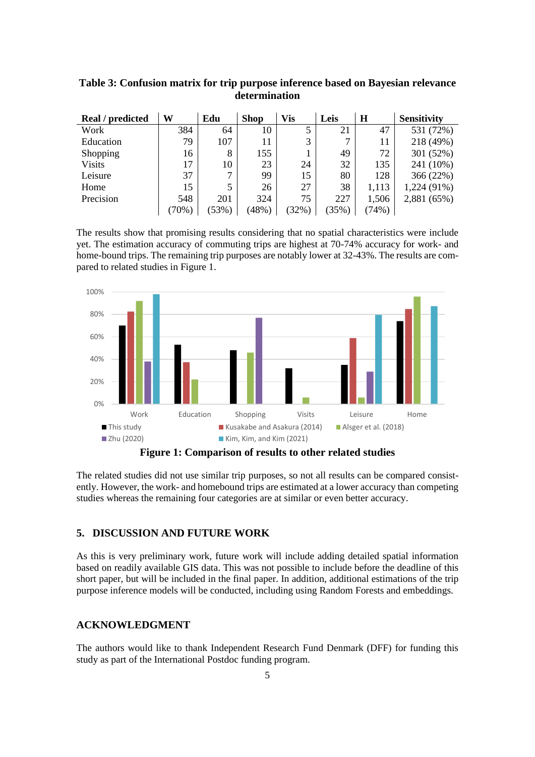**Table 3: Confusion matrix for trip purpose inference based on Bayesian relevance determination**

| Real / predicted | W | Edu | Shop | Vis | Leis | H | Sensitivity |
|---|---|---|---|---|---|---|---|
| Work | 384 | 64 | 10 | 5 | 21 | 47 | 531 (72%) |
| Education | 79 | 107 | 11 | 3 | 7 | 11 | 218 (49%) |
| Shopping | 16 | 8 | 155 | 1 | 49 | 72 | 301 (52%) |
| Visits | 17 | 10 | 23 | 24 | 32 | 135 | 241 (10%) |
| Leisure | 37 | 7 | 99 | 15 | 80 | 128 | 366 (22%) |
| Home | 15 | 5 | 26 | 27 | 38 | 1,113 | 1,224 (91%) |
| Precision | 548 | 201 | 324 | 75 | 227 | 1,506 | 2,881 (65%) |
| | (70%) | (53%) | (48%) | (32%) | (35%) | (74%) | |

The results show that promising results considering that no spatial characteristics were include yet. The estimation accuracy of commuting trips are highest at 70-74% accuracy for work- and home-bound trips. The remaining trip purposes are notably lower at 32-43%. The results are compared to related studies in Figure 1.

**Figure 1: Comparison of results to other related studies**

The related studies did not use similar trip purposes, so not all results can be compared consistently. However, the work- and homebound trips are estimated at a lower accuracy than competing studies whereas the remaining four categories are at similar or even better accuracy.

## 5. DISCUSSION AND FUTURE WORK

As this is very preliminary work, future work will include adding detailed spatial information based on readily available GIS data. This was not possible to include before the deadline of this short paper, but will be included in the final paper. In addition, additional estimations of the trip purpose inference models will be conducted, including using Random Forests and embeddings.

## ACKNOWLEDGMENT

The authors would like to thank Independent Research Fund Denmark (DFF) for funding this study as part of the International Postdoc funding program.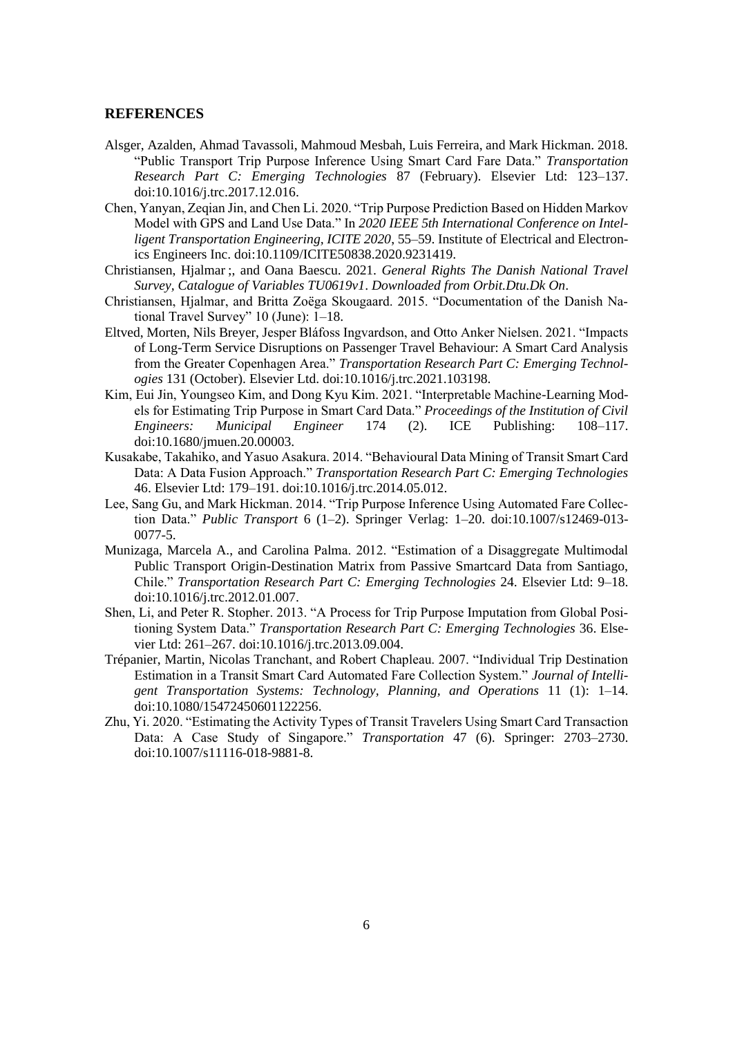## REFERENCES

Alsger, Azalden, Ahmad Tavassoli, Mahmoud Mesbah, Luis Ferreira, and Mark Hickman. 2018. "Public Transport Trip Purpose Inference Using Smart Card Fare Data." *Transportation Research Part C: Emerging Technologies* 87 (February). Elsevier Ltd: 123–137. doi:10.1016/j.trc.2017.12.016.

Chen, Yanyan, Zeqian Jin, and Chen Li. 2020. "Trip Purpose Prediction Based on Hidden Markov Model with GPS and Land Use Data." In *2020 IEEE 5th International Conference on Intelligent Transportation Engineering, ICITE 2020*, 55–59. Institute of Electrical and Electronics Engineers Inc. doi:10.1109/ICITE50838.2020.9231419.

Christiansen, Hjalmar ;, and Oana Baescu. 2021. *General Rights The Danish National Travel Survey, Catalogue of Variables TU0619v1*. *Downloaded from Orbit.Dtu.Dk On*.

Christiansen, Hjalmar, and Britta Zoëga Skougaard. 2015. "Documentation of the Danish National Travel Survey" 10 (June): 1–18.

Eltved, Morten, Nils Breyer, Jesper Bláfoss Ingvardson, and Otto Anker Nielsen. 2021. "Impacts of Long-Term Service Disruptions on Passenger Travel Behaviour: A Smart Card Analysis from the Greater Copenhagen Area." *Transportation Research Part C: Emerging Technologies* 131 (October). Elsevier Ltd. doi:10.1016/j.trc.2021.103198.

Kim, Eui Jin, Youngseo Kim, and Dong Kyu Kim. 2021. "Interpretable Machine-Learning Models for Estimating Trip Purpose in Smart Card Data." *Proceedings of the Institution of Civil Engineers: Municipal Engineer* 174 (2). ICE Publishing: 108–117. doi:10.1680/jmuen.20.00003.

Kusakabe, Takahiko, and Yasuo Asakura. 2014. "Behavioural Data Mining of Transit Smart Card Data: A Data Fusion Approach." *Transportation Research Part C: Emerging Technologies* 46. Elsevier Ltd: 179–191. doi:10.1016/j.trc.2014.05.012.

Lee, Sang Gu, and Mark Hickman. 2014. "Trip Purpose Inference Using Automated Fare Collection Data." *Public Transport* 6 (1–2). Springer Verlag: 1–20. doi:10.1007/s12469-013-0077-5.

Munizaga, Marcela A., and Carolina Palma. 2012. "Estimation of a Disaggregate Multimodal Public Transport Origin-Destination Matrix from Passive Smartcard Data from Santiago, Chile." *Transportation Research Part C: Emerging Technologies* 24. Elsevier Ltd: 9–18. doi:10.1016/j.trc.2012.01.007.

Shen, Li, and Peter R. Stopher. 2013. "A Process for Trip Purpose Imputation from Global Positioning System Data." *Transportation Research Part C: Emerging Technologies* 36. Elsevier Ltd: 261–267. doi:10.1016/j.trc.2013.09.004.

Trépanier, Martin, Nicolas Tranchant, and Robert Chapleau. 2007. "Individual Trip Destination Estimation in a Transit Smart Card Automated Fare Collection System." *Journal of Intelligent Transportation Systems: Technology, Planning, and Operations* 11 (1): 1–14. doi:10.1080/15472450601122256.

Zhu, Yi. 2020. "Estimating the Activity Types of Transit Travelers Using Smart Card Transaction Data: A Case Study of Singapore." *Transportation* 47 (6). Springer: 2703–2730. doi:10.1007/s11116-018-9881-8.